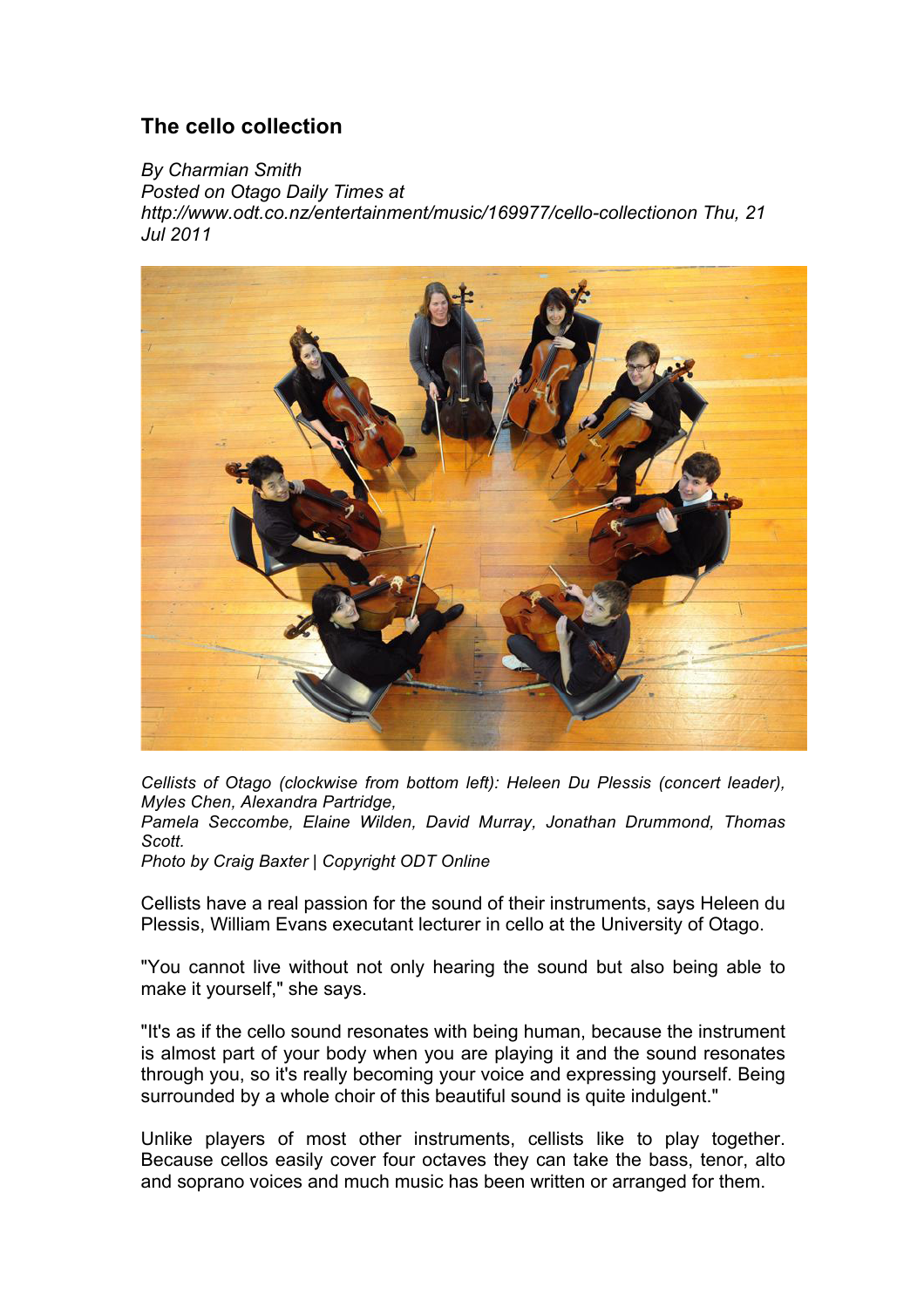# The cello collection

*By Charmian Smith*
*Posted on Otago Daily Times at http://www.odt.co.nz/entertainment/music/169977/cello-collectionon Thu, 21 Jul 2011*

*Cellists of Otago (clockwise from bottom left): Heleen Du Plessis (concert leader), Myles Chen, Alexandra Partridge, Pamela Seccombe, Elaine Wilden, David Murray, Jonathan Drummond, Thomas Scott.*
*Photo by Craig Baxter | Copyright ODT Online*

Cellists have a real passion for the sound of their instruments, says Heleen du Plessis, William Evans executant lecturer in cello at the University of Otago.

"You cannot live without not only hearing the sound but also being able to make it yourself," she says.

"It's as if the cello sound resonates with being human, because the instrument is almost part of your body when you are playing it and the sound resonates through you, so it's really becoming your voice and expressing yourself. Being surrounded by a whole choir of this beautiful sound is quite indulgent."

Unlike players of most other instruments, cellists like to play together. Because cellos easily cover four octaves they can take the bass, tenor, alto and soprano voices and much music has been written or arranged for them.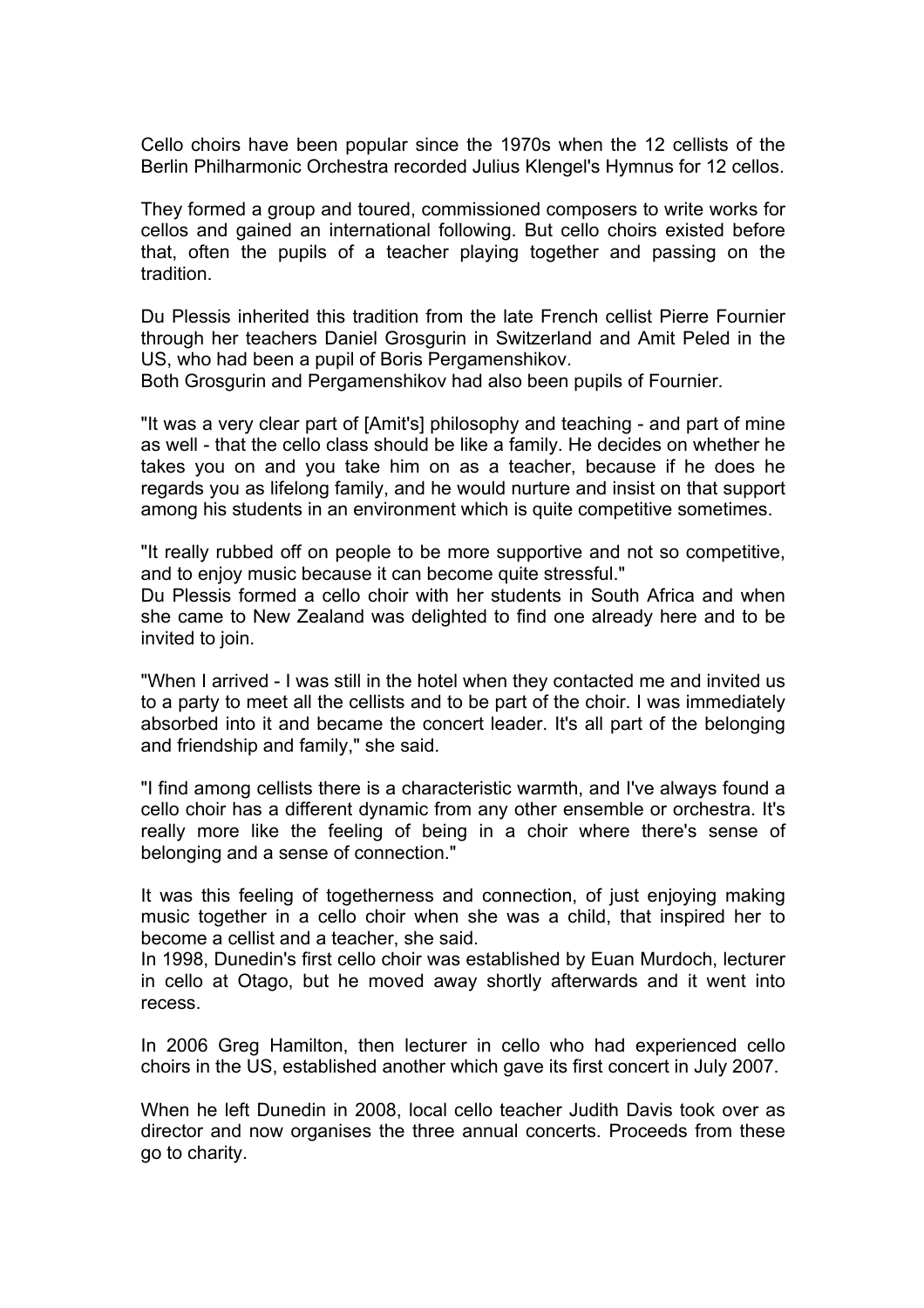Cello choirs have been popular since the 1970s when the 12 cellists of the Berlin Philharmonic Orchestra recorded Julius Klengel's Hymnus for 12 cellos.

They formed a group and toured, commissioned composers to write works for cellos and gained an international following. But cello choirs existed before that, often the pupils of a teacher playing together and passing on the tradition.

Du Plessis inherited this tradition from the late French cellist Pierre Fournier through her teachers Daniel Grosgurin in Switzerland and Amit Peled in the US, who had been a pupil of Boris Pergamenshikov.
Both Grosgurin and Pergamenshikov had also been pupils of Fournier.

"It was a very clear part of [Amit's] philosophy and teaching - and part of mine as well - that the cello class should be like a family. He decides on whether he takes you on and you take him on as a teacher, because if he does he regards you as lifelong family, and he would nurture and insist on that support among his students in an environment which is quite competitive sometimes.

"It really rubbed off on people to be more supportive and not so competitive, and to enjoy music because it can become quite stressful."
Du Plessis formed a cello choir with her students in South Africa and when she came to New Zealand was delighted to find one already here and to be invited to join.

"When I arrived - I was still in the hotel when they contacted me and invited us to a party to meet all the cellists and to be part of the choir. I was immediately absorbed into it and became the concert leader. It's all part of the belonging and friendship and family," she said.

"I find among cellists there is a characteristic warmth, and I've always found a cello choir has a different dynamic from any other ensemble or orchestra. It's really more like the feeling of being in a choir where there's sense of belonging and a sense of connection."

It was this feeling of togetherness and connection, of just enjoying making music together in a cello choir when she was a child, that inspired her to become a cellist and a teacher, she said.
In 1998, Dunedin's first cello choir was established by Euan Murdoch, lecturer in cello at Otago, but he moved away shortly afterwards and it went into recess.

In 2006 Greg Hamilton, then lecturer in cello who had experienced cello choirs in the US, established another which gave its first concert in July 2007.

When he left Dunedin in 2008, local cello teacher Judith Davis took over as director and now organises the three annual concerts. Proceeds from these go to charity.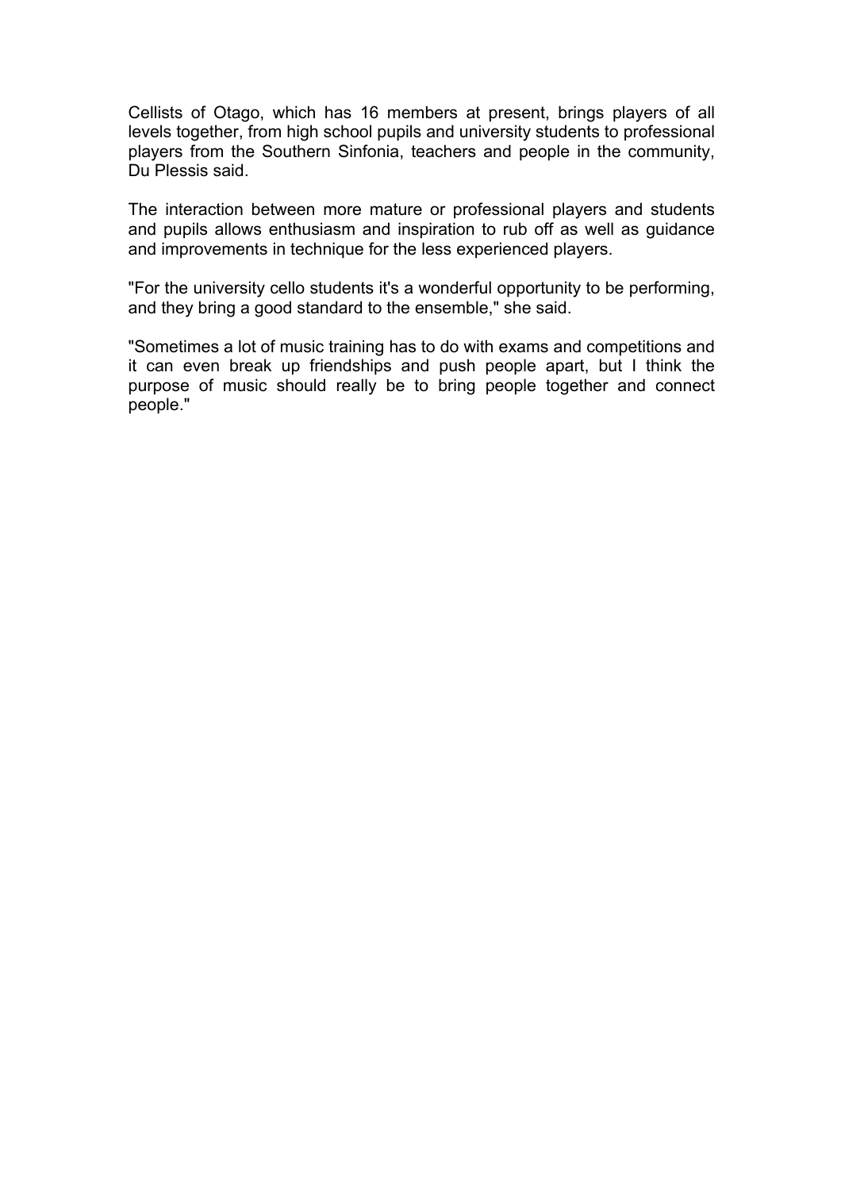Cellists of Otago, which has 16 members at present, brings players of all levels together, from high school pupils and university students to professional players from the Southern Sinfonia, teachers and people in the community, Du Plessis said.

The interaction between more mature or professional players and students and pupils allows enthusiasm and inspiration to rub off as well as guidance and improvements in technique for the less experienced players.

"For the university cello students it's a wonderful opportunity to be performing, and they bring a good standard to the ensemble," she said.

"Sometimes a lot of music training has to do with exams and competitions and it can even break up friendships and push people apart, but I think the purpose of music should really be to bring people together and connect people."